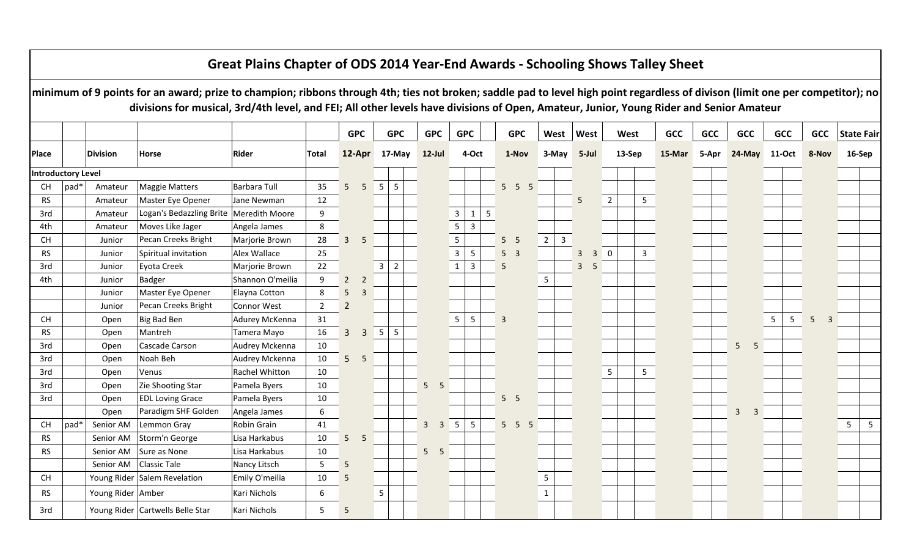# Great Plains Chapter of ODS 2014 Year-End Awards - Schooling Shows Talley Sheet

**minimum of 9 points for an award; prize to champion; ribbons through 4th; ties not broken; saddle pad to level high point regardless of divison (limit one per competitor); no divisions for musical, 3rd/4th level, and FEI; All other levels have divisions of Open, Amateur, Junior, Young Rider and Senior Amateur**

| | | | | | | GPC | | GPC | | | GPC | | GPC | | | GPC | | | West | | West | | West | | | GCC | GCC | | GCC | | GCC | | GCC | | State Fair | |
|---|---|---|---|---|---|---|---|---|---|---|---|---|---|---|---|---|---|---|---|---|---|---|---|---|---|---|---|---|---|---|---|---|---|---|---|---|
| **Place** | | **Division** | **Horse** | **Rider** | **Total** | **12-Apr** | | **17-May** | | | **12-Jul** | | **4-Oct** | | | **1-Nov** | | | **3-May** | | **5-Jul** | | **13-Sep** | | | **15-Mar** | **5-Apr** | | **24-May** | | **11-Oct** | | **8-Nov** | | **16-Sep** | |
| **Introductory Level** | | | | | | | | | | | | | | | | | | | | | | | | | | | | | | | | | | | | |
| CH | pad* | Amateur | Maggie Matters | Barbara Tull | 35 | 5 | 5 | 5 | 5 | | | | | | | 5 | 5 | 5 | | | | | | | | | | | | | | | | | | |
| RS | | Amateur | Master Eye Opener | Jane Newman | 12 | | | | | | | | | | | | | | | | 5 | | 2 | | 5 | | | | | | | | | | | |
| 3rd | | Amateur | Logan's Bedazzling Brite | Meredith Moore | 9 | | | | | | | | 3 | 1 | 5 | | | | | | | | | | | | | | | | | | | | | |
| 4th | | Amateur | Moves Like Jager | Angela James | 8 | | | | | | | | 5 | 3 | | | | | | | | | | | | | | | | | | | | | | |
| CH | | Junior | Pecan Creeks Bright | Marjorie Brown | 28 | 3 | 5 | | | | | | 5 | | | 5 | 5 | | 2 | 3 | | | | | | | | | | | | | | | | |
| RS | | Junior | Spiritual invitation | Alex Wallace | 25 | | | | | | | | 3 | 5 | | 5 | 3 | | | | 3 | 3 | 0 | | 3 | | | | | | | | | | | |
| 3rd | | Junior | Eyota Creek | Marjorie Brown | 22 | | | 3 | 2 | | | | 1 | 3 | | 5 | | | | | 3 | 5 | | | | | | | | | | | | | | |
| 4th | | Junior | Badger | Shannon O'meilia | 9 | 2 | 2 | | | | | | | | | | | | 5 | | | | | | | | | | | | | | | | | |
| | | Junior | Master Eye Opener | Elayna Cotton | 8 | 5 | 3 | | | | | | | | | | | | | | | | | | | | | | | | | | | | | |
| | | Junior | Pecan Creeks Bright | Connor West | 2 | 2 | | | | | | | | | | | | | | | | | | | | | | | | | | | | | | |
| CH | | Open | Big Bad Ben | Adurey McKenna | 31 | | | | | | | | 5 | 5 | | 3 | | | | | | | | | | | | | | | 5 | 5 | 5 | 3 | | |
| RS | | Open | Mantreh | Tamera Mayo | 16 | 3 | 3 | 5 | 5 | | | | | | | | | | | | | | | | | | | | | | | | | | | |
| 3rd | | Open | Cascade Carson | Audrey Mckenna | 10 | | | | | | | | | | | | | | | | | | | | | | | | 5 | 5 | | | | | | |
| 3rd | | Open | Noah Beh | Audrey Mckenna | 10 | 5 | 5 | | | | | | | | | | | | | | | | | | | | | | | | | | | | | |
| 3rd | | Open | Venus | Rachel Whitton | 10 | | | | | | | | | | | | | | | | | | 5 | | 5 | | | | | | | | | | | |
| 3rd | | Open | Zie Shooting Star | Pamela Byers | 10 | | | | | | 5 | 5 | | | | | | | | | | | | | | | | | | | | | | | | |
| 3rd | | Open | EDL Loving Grace | Pamela Byers | 10 | | | | | | | | | | | 5 | 5 | | | | | | | | | | | | | | | | | | | |
| | | Open | Paradigm SHF Golden | Angela James | 6 | | | | | | | | | | | | | | | | | | | | | | | | 3 | 3 | | | | | | |
| CH | pad* | Senior AM | Lemmon Gray | Robin Grain | 41 | | | | | | 3 | 3 | 5 | 5 | | 5 | 5 | 5 | | | | | | | | | | | | | | | | | 5 | 5 |
| RS | | Senior AM | Storm'n George | Lisa Harkabus | 10 | 5 | 5 | | | | | | | | | | | | | | | | | | | | | | | | | | | | | |
| RS | | Senior AM | Sure as None | Lisa Harkabus | 10 | | | | | | 5 | 5 | | | | | | | | | | | | | | | | | | | | | | | | |
| | | Senior AM | Classic Tale | Nancy Litsch | 5 | 5 | | | | | | | | | | | | | | | | | | | | | | | | | | | | | | |
| CH | | Young Rider | Salem Revelation | Emily O'meilia | 10 | 5 | | | | | | | | | | | | | 5 | | | | | | | | | | | | | | | | | |
| RS | | Young Rider | Amber | Kari Nichols | 6 | | | 5 | | | | | | | | | | | 1 | | | | | | | | | | | | | | | | | |
| 3rd | | Young Rider | Cartwells Belle Star | Kari Nichols | 5 | 5 | | | | | | | | | | | | | | | | | | | | | | | | | | | | | | |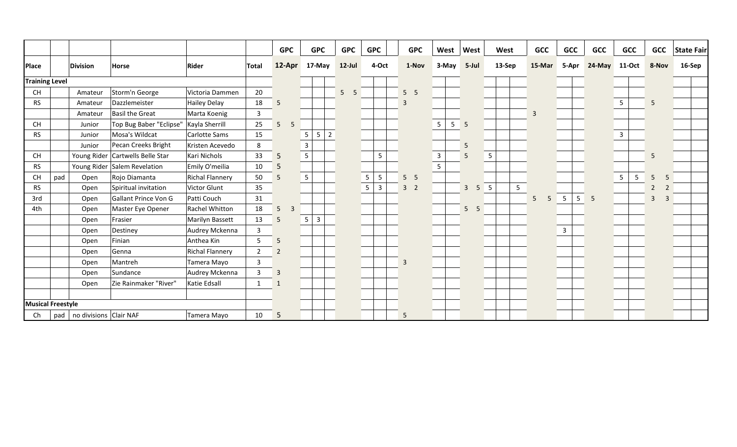| | | | | | | GPC | | GPC | | | GPC | | GPC | | | GPC | | West | | West | | West | | | GCC | | GCC | | GCC | GCC | | GCC | | State Fair | |
|---|---|---|---|---|---|---|---|---|---|---|---|---|---|---|---|---|---|---|---|---|---|---|---|---|---|---|---|---|---|---|---|---|---|---|---|
| **Place** | | **Division** | **Horse** | **Rider** | **Total** | **12-Apr** | | **17-May** | | | **12-Jul** | | **4-Oct** | | | **1-Nov** | | **3-May** | | **5-Jul** | | **13-Sep** | | | **15-Mar** | | **5-Apr** | | **24-May** | **11-Oct** | | **8-Nov** | | **16-Sep** | |
| **Training Level** | | | | | | | | | | | | | | | | | | | | | | | | | | | | | | | | | | | |
| CH | | Amateur | Storm'n George | Victoria Dammen | 20 | | | | | | 5 | 5 | | | | 5 | 5 | | | | | | | | | | | | | | | | | | |
| RS | | Amateur | Dazzlemeister | Hailey Delay | 18 | 5 | | | | | | | | | | 3 | | | | | | | | | | | | | | 5 | | 5 | | | |
| | | Amateur | Basil the Great | Marta Koenig | 3 | | | | | | | | | | | | | | | | | | | | 3 | | | | | | | | | | |
| CH | | Junior | Top Bug Baber "Eclipse" | Kayla Sherrill | 25 | 5 | 5 | | | | | | | | | | | 5 | 5 | 5 | | | | | | | | | | | | | | | |
| RS | | Junior | Mosa's Wildcat | Carlotte Sams | 15 | | | 5 | 5 | 2 | | | | | | | | | | | | | | | | | | | | 3 | | | | | |
| | | Junior | Pecan Creeks Bright | Kristen Acevedo | 8 | | | 3 | | | | | | | | | | | | 5 | | | | | | | | | | | | | | | |
| CH | | Young Rider | Cartwells Belle Star | Kari Nichols | 33 | 5 | | 5 | | | | | | 5 | | | | 3 | | 5 | | 5 | | | | | | | | | | 5 | | | |
| RS | | Young Rider | Salem Revelation | Emily O'meilia | 10 | 5 | | | | | | | | | | | | 5 | | | | | | | | | | | | | | | | | |
| CH | pad | Open | Rojo Diamanta | Richal Flannery | 50 | 5 | | 5 | | | | | 5 | 5 | | 5 | 5 | | | | | | | | | | | | | 5 | 5 | 5 | 5 | | |
| RS | | Open | Spiritual invitation | Victor Glunt | 35 | | | | | | | | 5 | 3 | | 3 | 2 | | | 3 | 5 | 5 | | 5 | | | | | | | | 2 | 2 | | |
| 3rd | | Open | Gallant Prince Von G | Patti Couch | 31 | | | | | | | | | | | | | | | | | | | | 5 | 5 | 5 | 5 | 5 | | | 3 | 3 | | |
| 4th | | Open | Master Eye Opener | Rachel Whitton | 18 | 5 | 3 | | | | | | | | | | | | | 5 | 5 | | | | | | | | | | | | | | |
| | | Open | Frasier | Marilyn Bassett | 13 | 5 | | 5 | 3 | | | | | | | | | | | | | | | | | | | | | | | | | | |
| | | Open | Destiney | Audrey Mckenna | 3 | | | | | | | | | | | | | | | | | | | | | | 3 | | | | | | | | |
| | | Open | Finian | Anthea Kin | 5 | 5 | | | | | | | | | | | | | | | | | | | | | | | | | | | | | |
| | | Open | Genna | Richal Flannery | 2 | 2 | | | | | | | | | | | | | | | | | | | | | | | | | | | | | |
| | | Open | Mantreh | Tamera Mayo | 3 | | | | | | | | | | | 3 | | | | | | | | | | | | | | | | | | | |
| | | Open | Sundance | Audrey Mckenna | 3 | 3 | | | | | | | | | | | | | | | | | | | | | | | | | | | | | |
| | | Open | Zie Rainmaker "River" | Katie Edsall | 1 | 1 | | | | | | | | | | | | | | | | | | | | | | | | | | | | | |
| | | | | | | | | | | | | | | | | | | | | | | | | | | | | | | | | | | | |
| **Musical Freestyle** | | | | | | | | | | | | | | | | | | | | | | | | | | | | | | | | | | | |
| Ch | pad | no divisions | Clair NAF | Tamera Mayo | 10 | 5 | | | | | | | | | | 5 | | | | | | | | | | | | | | | | | | | |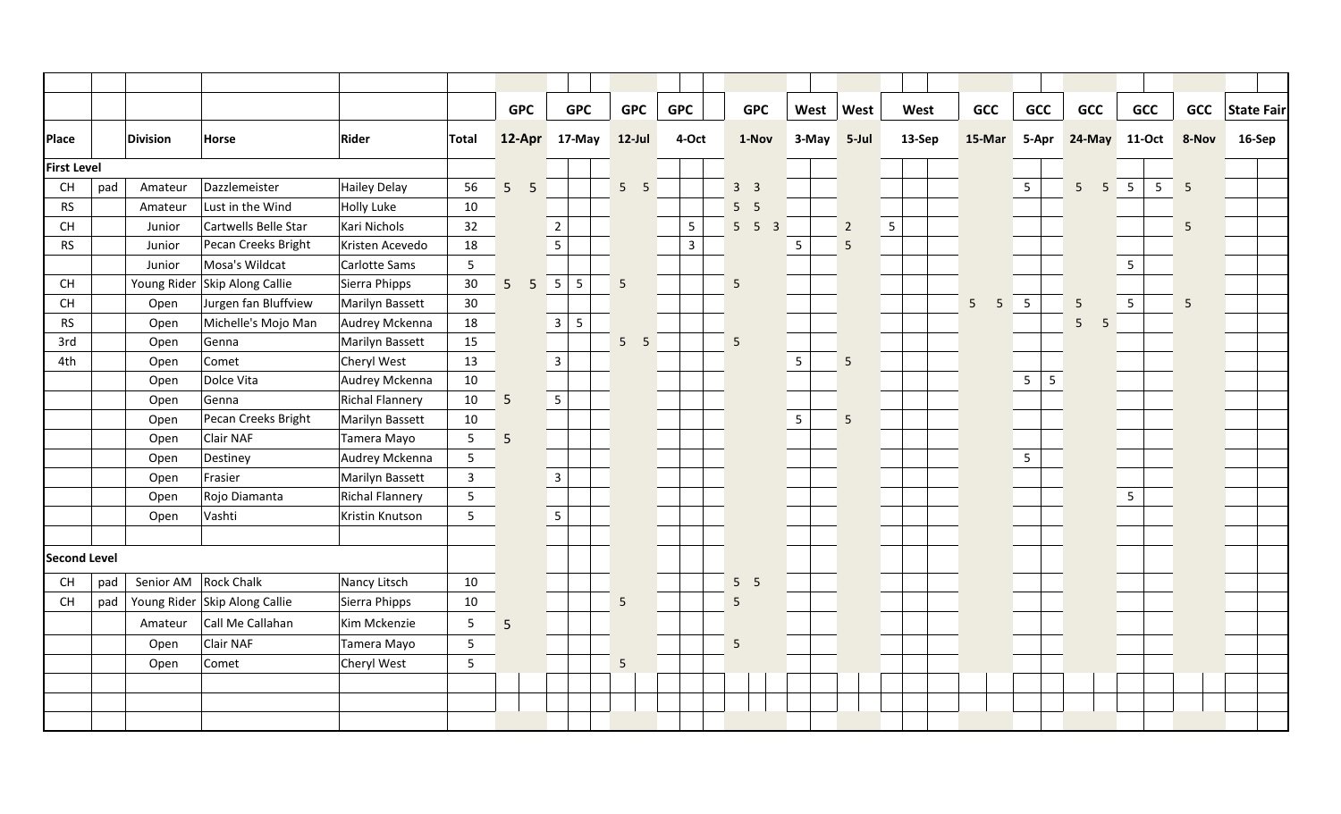| | | | | | | GPC | GPC | GPC | GPC | GPC | West | West | West | GCC | GCC | GCC | GCC | GCC | State Fair |
|---|---|---|---|---|---|---|---|---|---|---|---|---|---|---|---|---|---|---|---|
| **Place** | | **Division** | **Horse** | **Rider** | **Total** | **12-Apr** | **17-May** | **12-Jul** | **4-Oct** | **1-Nov** | **3-May** | **5-Jul** | **13-Sep** | **15-Mar** | **5-Apr** | **24-May** | **11-Oct** | **8-Nov** | **16-Sep** |
| **First Level** | | | | | | | | | | | | | | | | | | | |
| CH | pad | Amateur | Dazzlemeister | Hailey Delay | 56 | 5 5 | | 5 5 | | 3 3 | | | | | 5 | 5 5 | 5 5 | 5 | |
| RS | | Amateur | Lust in the Wind | Holly Luke | 10 | | | | | 5 5 | | | | | | | | | |
| CH | | Junior | Cartwells Belle Star | Kari Nichols | 32 | | 2 | | 5 | 5 5 3 | | 2 | 5 | | | | | 5 | |
| RS | | Junior | Pecan Creeks Bright | Kristen Acevedo | 18 | | 5 | | 3 | | 5 | 5 | | | | | | | |
| | | Junior | Mosa's Wildcat | Carlotte Sams | 5 | | | | | | | | | | | | 5 | | |
| CH | | Young Rider | Skip Along Callie | Sierra Phipps | 30 | 5 5 | 5 5 | 5 | | 5 | | | | | | | | | |
| CH | | Open | Jurgen fan Bluffview | Marilyn Bassett | 30 | | | | | | | | | 5 5 | 5 | 5 | 5 | 5 | |
| RS | | Open | Michelle's Mojo Man | Audrey Mckenna | 18 | | 3 5 | | | | | | | | | 5 5 | | | |
| 3rd | | Open | Genna | Marilyn Bassett | 15 | | | 5 5 | | 5 | | | | | | | | | |
| 4th | | Open | Comet | Cheryl West | 13 | | 3 | | | | 5 | 5 | | | | | | | |
| | | Open | Dolce Vita | Audrey Mckenna | 10 | | | | | | | | | | 5 5 | | | | |
| | | Open | Genna | Richal Flannery | 10 | 5 | 5 | | | | | | | | | | | | |
| | | Open | Pecan Creeks Bright | Marilyn Bassett | 10 | | | | | | 5 | 5 | | | | | | | |
| | | Open | Clair NAF | Tamera Mayo | 5 | 5 | | | | | | | | | | | | | |
| | | Open | Destiney | Audrey Mckenna | 5 | | | | | | | | | | 5 | | | | |
| | | Open | Frasier | Marilyn Bassett | 3 | | 3 | | | | | | | | | | | | |
| | | Open | Rojo Diamanta | Richal Flannery | 5 | | | | | | | | | | | | 5 | | |
| | | Open | Vashti | Kristin Knutson | 5 | | 5 | | | | | | | | | | | | |
| **Second Level** | | | | | | | | | | | | | | | | | | | |
| CH | pad | Senior AM | Rock Chalk | Nancy Litsch | 10 | | | | | 5 5 | | | | | | | | | |
| CH | pad | Young Rider | Skip Along Callie | Sierra Phipps | 10 | | | 5 | | 5 | | | | | | | | | |
| | | Amateur | Call Me Callahan | Kim Mckenzie | 5 | 5 | | | | | | | | | | | | | |
| | | Open | Clair NAF | Tamera Mayo | 5 | | | | | 5 | | | | | | | | | |
| | | Open | Comet | Cheryl West | 5 | | | 5 | | | | | | | | | | | |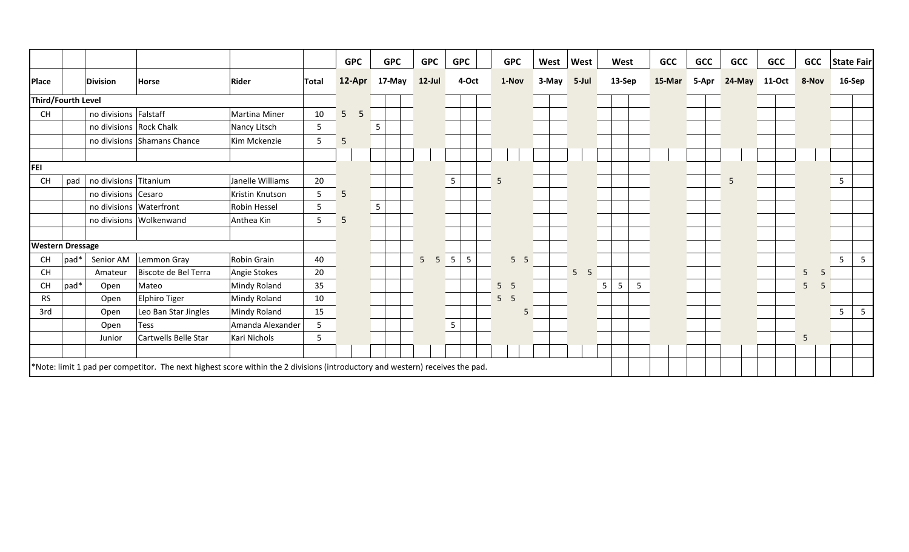| Place | | Division | Horse | Rider | Total | GPC 12-Apr | GPC 17-May | GPC 12-Jul | GPC 4-Oct | GPC 1-Nov | West 3-May | West 5-Jul | West 13-Sep | GCC 15-Mar | GCC 5-Apr | GCC 24-May | GCC 11-Oct | GCC 8-Nov | State Fair 16-Sep |
|---|---|---|---|---|---|---|---|---|---|---|---|---|---|---|---|---|---|---|---|
| **Third/Fourth Level** | | | | | | | | | | | | | | | | | | | |
| CH | | no divisions | Falstaff | Martina Miner | 10 | 5 5 | | | | | | | | | | | | | |
| | | no divisions | Rock Chalk | Nancy Litsch | 5 | | 5 | | | | | | | | | | | | |
| | | no divisions | Shamans Chance | Kim Mckenzie | 5 | 5 | | | | | | | | | | | | | |
| | | | | | | | | | | | | | | | | | | | |
| **FEI** | | | | | | | | | | | | | | | | | | | |
| CH | pad | no divisions | Titanium | Janelle Williams | 20 | | | | 5 | 5 | | | | | | 5 | | | 5 |
| | | no divisions | Cesaro | Kristin Knutson | 5 | 5 | | | | | | | | | | | | | |
| | | no divisions | Waterfront | Robin Hessel | 5 | | 5 | | | | | | | | | | | | |
| | | no divisions | Wolkenwand | Anthea Kin | 5 | 5 | | | | | | | | | | | | | |
| | | | | | | | | | | | | | | | | | | | |
| **Western Dressage** | | | | | | | | | | | | | | | | | | | |
| CH | pad* | Senior AM | Lemmon Gray | Robin Grain | 40 | | | 5 5 | 5 5 | 5 5 | | | | | | | | | 5 5 |
| CH | | Amateur | Biscote de Bel Terra | Angie Stokes | 20 | | | | | | | 5 5 | | | | | | 5 5 | |
| CH | pad* | Open | Mateo | Mindy Roland | 35 | | | | | 5 5 | | | 5 5 5 | | | | | 5 5 | |
| RS | | Open | Elphiro Tiger | Mindy Roland | 10 | | | | | 5 5 | | | | | | | | | |
| 3rd | | Open | Leo Ban Star Jingles | Mindy Roland | 15 | | | | | 5 | | | | | | | | | 5 5 |
| | | Open | Tess | Amanda Alexander | 5 | | | | 5 | | | | | | | | | | |
| | | Junior | Cartwells Belle Star | Kari Nichols | 5 | | | | | | | | | | | | | 5 | |

*Note: limit 1 pad per competitor. The next highest score within the 2 divisions (introductory and western) receives the pad.